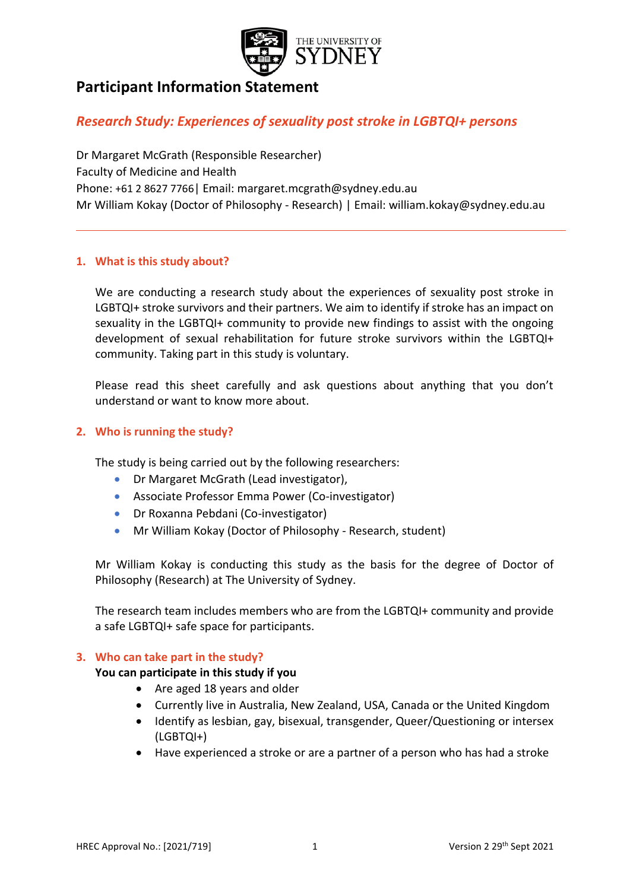# Participant Information Statement

## *Research Study: Experiences of sexuality post stroke in LGBTQI+ persons*

Dr Margaret McGrath (Responsible Researcher)
Faculty of Medicine and Health
Phone: +61 2 8627 7766| Email: margaret.mcgrath@sydney.edu.au
Mr William Kokay (Doctor of Philosophy - Research) | Email: william.kokay@sydney.edu.au

---

### 1. What is this study about?

We are conducting a research study about the experiences of sexuality post stroke in LGBTQI+ stroke survivors and their partners. We aim to identify if stroke has an impact on sexuality in the LGBTQI+ community to provide new findings to assist with the ongoing development of sexual rehabilitation for future stroke survivors within the LGBTQI+ community. Taking part in this study is voluntary.

Please read this sheet carefully and ask questions about anything that you don't understand or want to know more about.

### 2. Who is running the study?

The study is being carried out by the following researchers:

- Dr Margaret McGrath (Lead investigator),
- Associate Professor Emma Power (Co-investigator)
- Dr Roxanna Pebdani (Co-investigator)
- Mr William Kokay (Doctor of Philosophy - Research, student)

Mr William Kokay is conducting this study as the basis for the degree of Doctor of Philosophy (Research) at The University of Sydney.

The research team includes members who are from the LGBTQI+ community and provide a safe LGBTQI+ safe space for participants.

### 3. Who can take part in the study?

**You can participate in this study if you**

- Are aged 18 years and older
- Currently live in Australia, New Zealand, USA, Canada or the United Kingdom
- Identify as lesbian, gay, bisexual, transgender, Queer/Questioning or intersex (LGBTQI+)
- Have experienced a stroke or are a partner of a person who has had a stroke

HREC Approval No.: [2021/719] Version 2 29th Sept 2021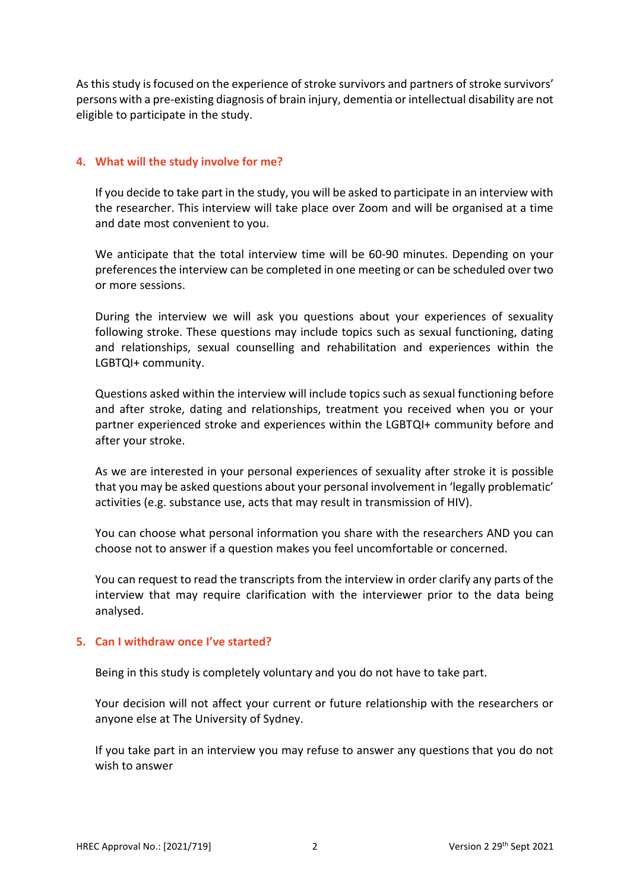As this study is focused on the experience of stroke survivors and partners of stroke survivors' persons with a pre-existing diagnosis of brain injury, dementia or intellectual disability are not eligible to participate in the study.

## 4. What will the study involve for me?

If you decide to take part in the study, you will be asked to participate in an interview with the researcher. This interview will take place over Zoom and will be organised at a time and date most convenient to you.

We anticipate that the total interview time will be 60-90 minutes. Depending on your preferences the interview can be completed in one meeting or can be scheduled over two or more sessions.

During the interview we will ask you questions about your experiences of sexuality following stroke. These questions may include topics such as sexual functioning, dating and relationships, sexual counselling and rehabilitation and experiences within the LGBTQI+ community.

Questions asked within the interview will include topics such as sexual functioning before and after stroke, dating and relationships, treatment you received when you or your partner experienced stroke and experiences within the LGBTQI+ community before and after your stroke.

As we are interested in your personal experiences of sexuality after stroke it is possible that you may be asked questions about your personal involvement in 'legally problematic' activities (e.g. substance use, acts that may result in transmission of HIV).

You can choose what personal information you share with the researchers AND you can choose not to answer if a question makes you feel uncomfortable or concerned.

You can request to read the transcripts from the interview in order clarify any parts of the interview that may require clarification with the interviewer prior to the data being analysed.

## 5. Can I withdraw once I've started?

Being in this study is completely voluntary and you do not have to take part.

Your decision will not affect your current or future relationship with the researchers or anyone else at The University of Sydney.

If you take part in an interview you may refuse to answer any questions that you do not wish to answer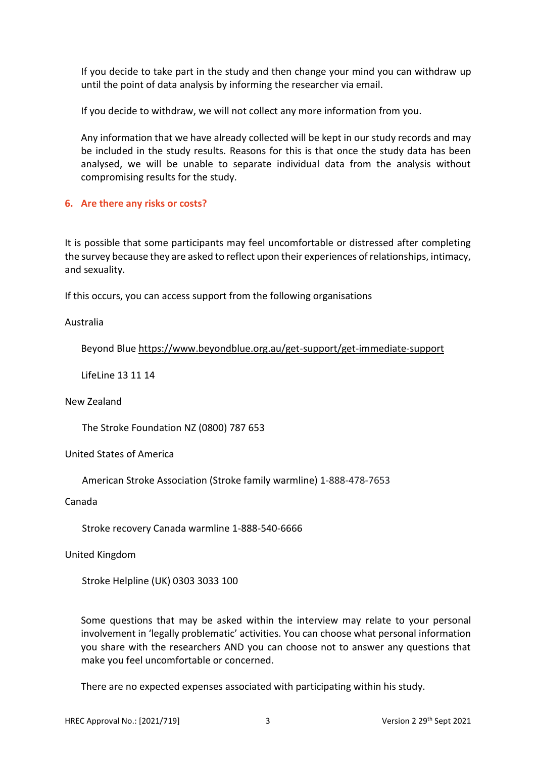If you decide to take part in the study and then change your mind you can withdraw up until the point of data analysis by informing the researcher via email.

If you decide to withdraw, we will not collect any more information from you.

Any information that we have already collected will be kept in our study records and may be included in the study results. Reasons for this is that once the study data has been analysed, we will be unable to separate individual data from the analysis without compromising results for the study.

## 6. Are there any risks or costs?

It is possible that some participants may feel uncomfortable or distressed after completing the survey because they are asked to reflect upon their experiences of relationships, intimacy, and sexuality.

If this occurs, you can access support from the following organisations

Australia

Beyond Blue https://www.beyondblue.org.au/get-support/get-immediate-support

LifeLine 13 11 14

New Zealand

The Stroke Foundation NZ (0800) 787 653

United States of America

American Stroke Association (Stroke family warmline) 1-888-478-7653

Canada

Stroke recovery Canada warmline 1-888-540-6666

United Kingdom

Stroke Helpline (UK) 0303 3033 100

Some questions that may be asked within the interview may relate to your personal involvement in 'legally problematic' activities. You can choose what personal information you share with the researchers AND you can choose not to answer any questions that make you feel uncomfortable or concerned.

There are no expected expenses associated with participating within his study.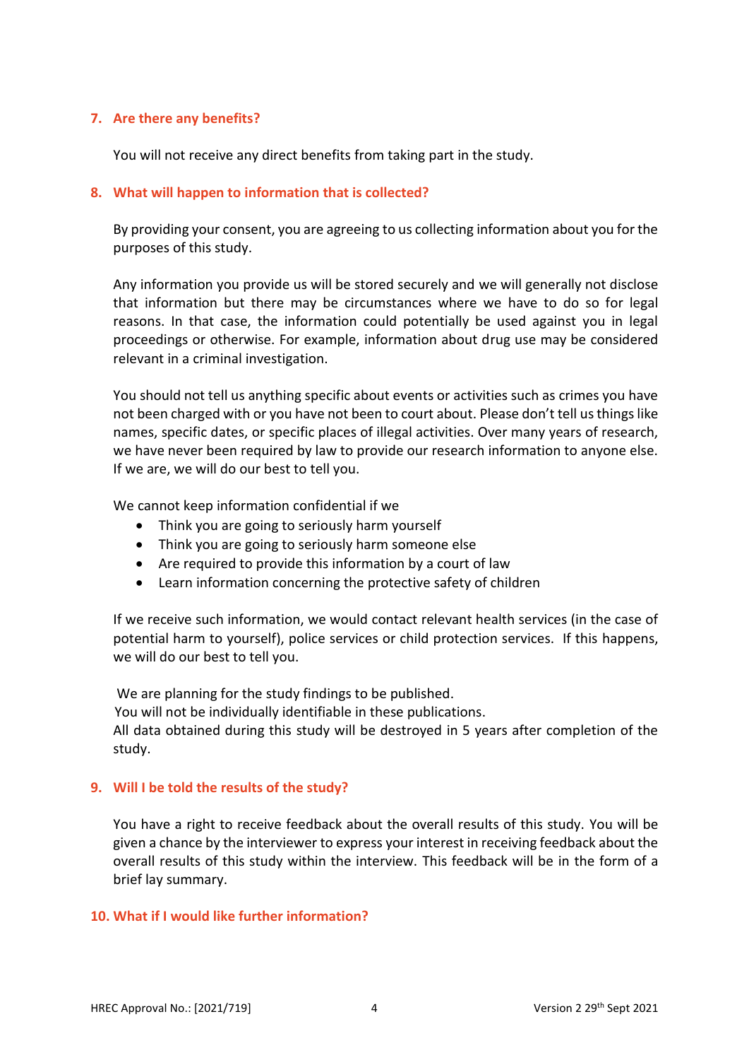## 7. Are there any benefits?

You will not receive any direct benefits from taking part in the study.

## 8. What will happen to information that is collected?

By providing your consent, you are agreeing to us collecting information about you for the purposes of this study.

Any information you provide us will be stored securely and we will generally not disclose that information but there may be circumstances where we have to do so for legal reasons. In that case, the information could potentially be used against you in legal proceedings or otherwise. For example, information about drug use may be considered relevant in a criminal investigation.

You should not tell us anything specific about events or activities such as crimes you have not been charged with or you have not been to court about. Please don't tell us things like names, specific dates, or specific places of illegal activities. Over many years of research, we have never been required by law to provide our research information to anyone else. If we are, we will do our best to tell you.

We cannot keep information confidential if we

- Think you are going to seriously harm yourself
- Think you are going to seriously harm someone else
- Are required to provide this information by a court of law
- Learn information concerning the protective safety of children

If we receive such information, we would contact relevant health services (in the case of potential harm to yourself), police services or child protection services. If this happens, we will do our best to tell you.

We are planning for the study findings to be published.
You will not be individually identifiable in these publications.
All data obtained during this study will be destroyed in 5 years after completion of the study.

## 9. Will I be told the results of the study?

You have a right to receive feedback about the overall results of this study. You will be given a chance by the interviewer to express your interest in receiving feedback about the overall results of this study within the interview. This feedback will be in the form of a brief lay summary.

## 10. What if I would like further information?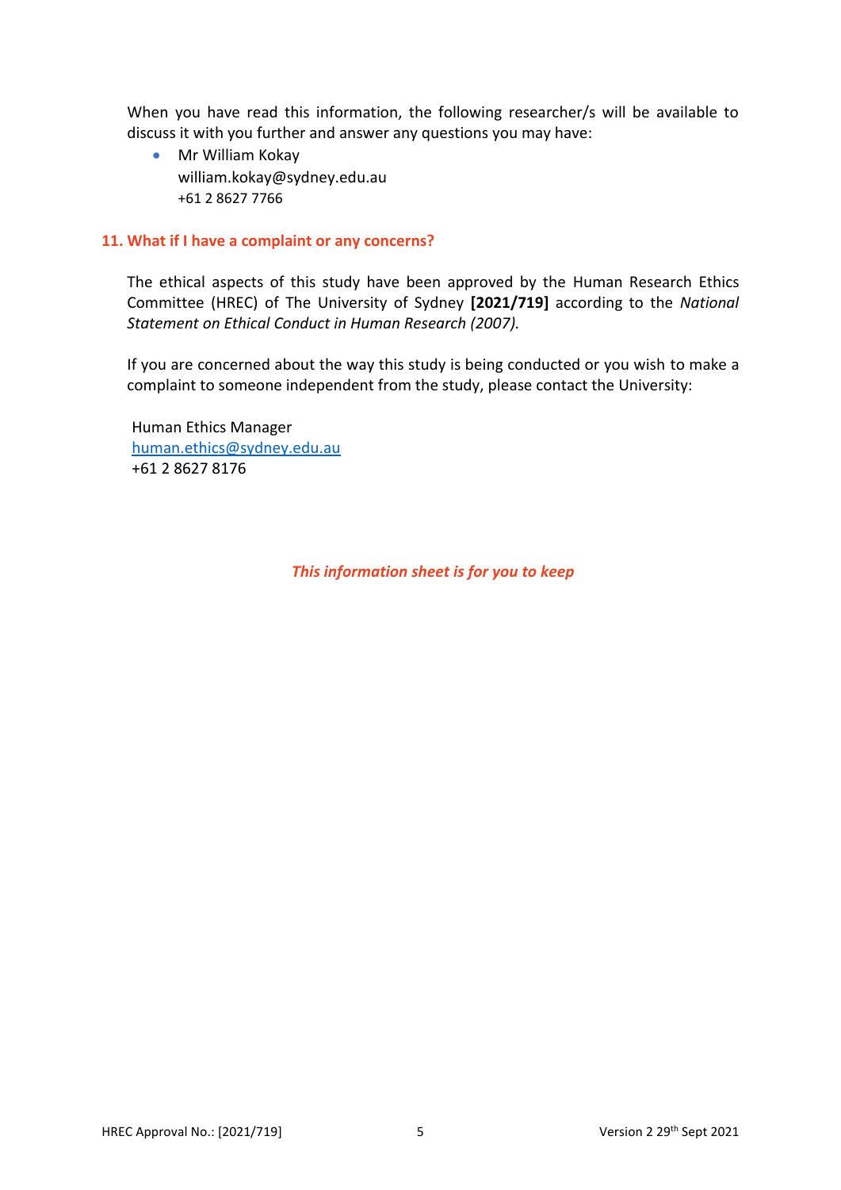When you have read this information, the following researcher/s will be available to discuss it with you further and answer any questions you may have:

- Mr William Kokay
  william.kokay@sydney.edu.au
  +61 2 8627 7766

## 11. What if I have a complaint or any concerns?

The ethical aspects of this study have been approved by the Human Research Ethics Committee (HREC) of The University of Sydney **[2021/719]** according to the *National Statement on Ethical Conduct in Human Research (2007).*

If you are concerned about the way this study is being conducted or you wish to make a complaint to someone independent from the study, please contact the University:

Human Ethics Manager
human.ethics@sydney.edu.au
+61 2 8627 8176

***This information sheet is for you to keep***